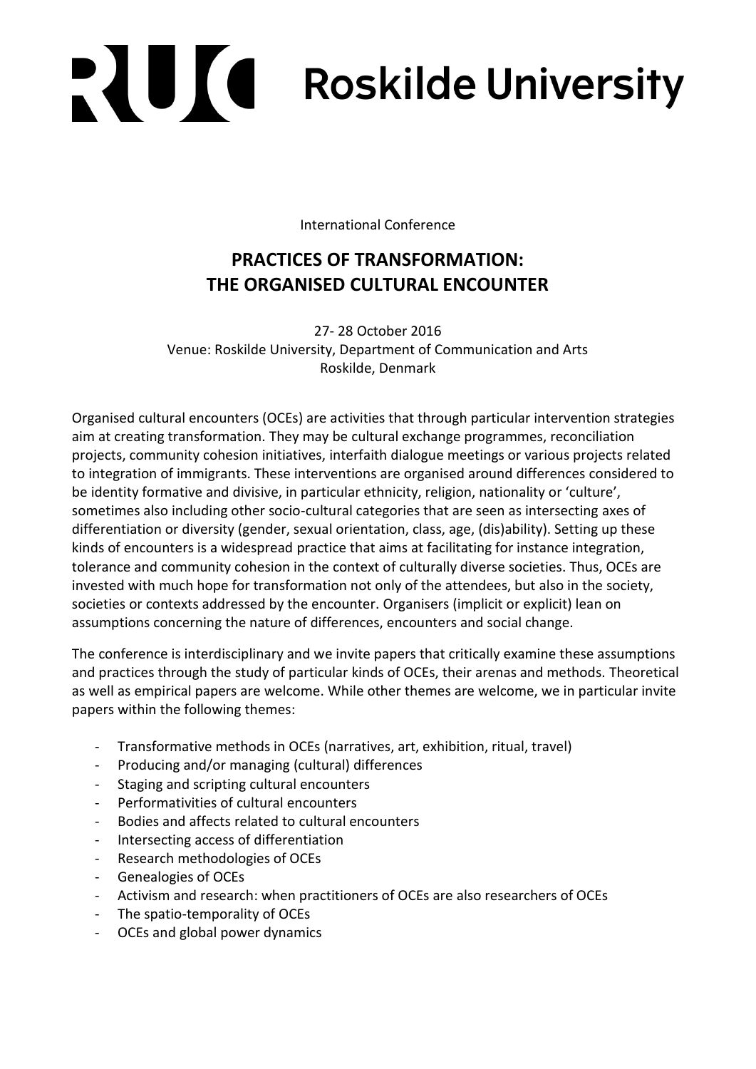# RUC Roskilde University

International Conference

## PRACTICES OF TRANSFORMATION: THE ORGANISED CULTURAL ENCOUNTER

27- 28 October 2016
Venue: Roskilde University, Department of Communication and Arts
Roskilde, Denmark

Organised cultural encounters (OCEs) are activities that through particular intervention strategies aim at creating transformation. They may be cultural exchange programmes, reconciliation projects, community cohesion initiatives, interfaith dialogue meetings or various projects related to integration of immigrants. These interventions are organised around differences considered to be identity formative and divisive, in particular ethnicity, religion, nationality or 'culture', sometimes also including other socio-cultural categories that are seen as intersecting axes of differentiation or diversity (gender, sexual orientation, class, age, (dis)ability). Setting up these kinds of encounters is a widespread practice that aims at facilitating for instance integration, tolerance and community cohesion in the context of culturally diverse societies. Thus, OCEs are invested with much hope for transformation not only of the attendees, but also in the society, societies or contexts addressed by the encounter. Organisers (implicit or explicit) lean on assumptions concerning the nature of differences, encounters and social change.

The conference is interdisciplinary and we invite papers that critically examine these assumptions and practices through the study of particular kinds of OCEs, their arenas and methods. Theoretical as well as empirical papers are welcome. While other themes are welcome, we in particular invite papers within the following themes:

- Transformative methods in OCEs (narratives, art, exhibition, ritual, travel)
- Producing and/or managing (cultural) differences
- Staging and scripting cultural encounters
- Performativities of cultural encounters
- Bodies and affects related to cultural encounters
- Intersecting access of differentiation
- Research methodologies of OCEs
- Genealogies of OCEs
- Activism and research: when practitioners of OCEs are also researchers of OCEs
- The spatio-temporality of OCEs
- OCEs and global power dynamics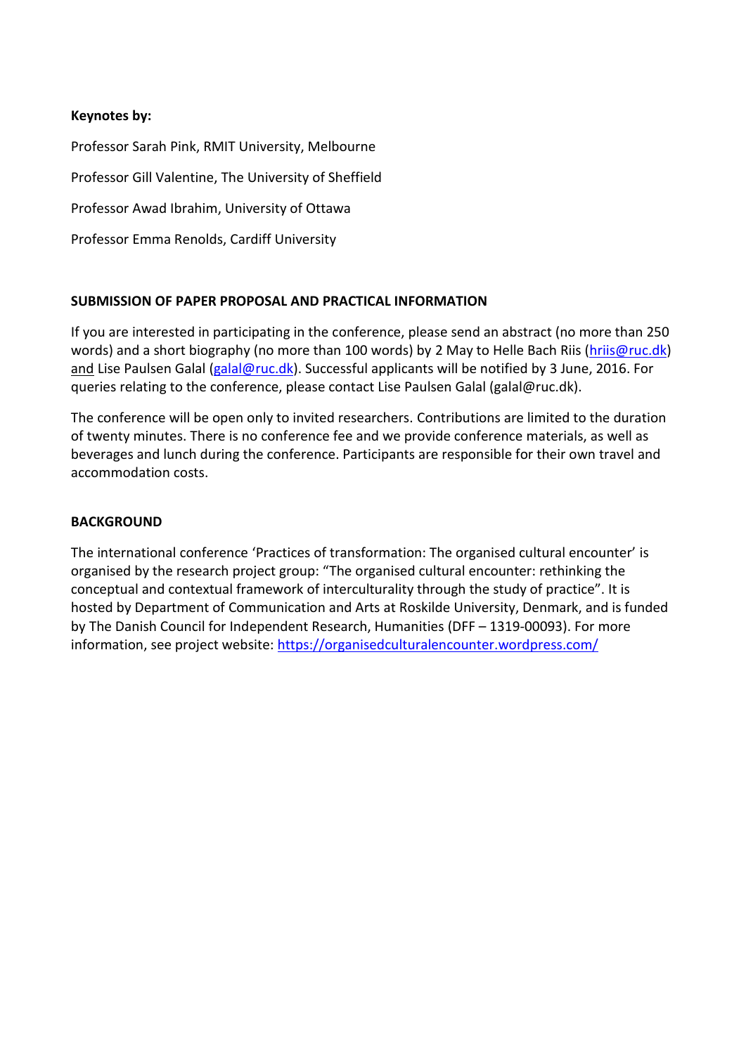**Keynotes by:**

Professor Sarah Pink, RMIT University, Melbourne

Professor Gill Valentine, The University of Sheffield

Professor Awad Ibrahim, University of Ottawa

Professor Emma Renolds, Cardiff University

**SUBMISSION OF PAPER PROPOSAL AND PRACTICAL INFORMATION**

If you are interested in participating in the conference, please send an abstract (no more than 250 words) and a short biography (no more than 100 words) by 2 May to Helle Bach Riis (hriis@ruc.dk) and Lise Paulsen Galal (galal@ruc.dk). Successful applicants will be notified by 3 June, 2016. For queries relating to the conference, please contact Lise Paulsen Galal (galal@ruc.dk).

The conference will be open only to invited researchers. Contributions are limited to the duration of twenty minutes. There is no conference fee and we provide conference materials, as well as beverages and lunch during the conference. Participants are responsible for their own travel and accommodation costs.

**BACKGROUND**

The international conference 'Practices of transformation: The organised cultural encounter' is organised by the research project group: "The organised cultural encounter: rethinking the conceptual and contextual framework of interculturality through the study of practice". It is hosted by Department of Communication and Arts at Roskilde University, Denmark, and is funded by The Danish Council for Independent Research, Humanities (DFF – 1319-00093). For more information, see project website: https://organisedculturalencounter.wordpress.com/